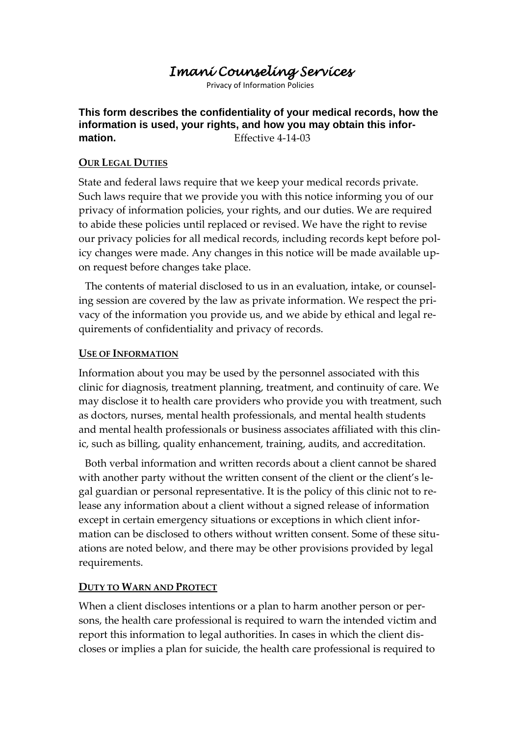# *Imani Counseling Services*

Privacy of Information Policies

**This form describes the confidentiality of your medical records, how the information is used, your rights, and how you may obtain this information.** Effective 4-14-03

## OUR LEGAL DUTIES

State and federal laws require that we keep your medical records private. Such laws require that we provide you with this notice informing you of our privacy of information policies, your rights, and our duties. We are required to abide these policies until replaced or revised. We have the right to revise our privacy policies for all medical records, including records kept before policy changes were made. Any changes in this notice will be made available upon request before changes take place.

The contents of material disclosed to us in an evaluation, intake, or counseling session are covered by the law as private information. We respect the privacy of the information you provide us, and we abide by ethical and legal requirements of confidentiality and privacy of records.

## USE OF INFORMATION

Information about you may be used by the personnel associated with this clinic for diagnosis, treatment planning, treatment, and continuity of care. We may disclose it to health care providers who provide you with treatment, such as doctors, nurses, mental health professionals, and mental health students and mental health professionals or business associates affiliated with this clinic, such as billing, quality enhancement, training, audits, and accreditation.

Both verbal information and written records about a client cannot be shared with another party without the written consent of the client or the client's legal guardian or personal representative. It is the policy of this clinic not to release any information about a client without a signed release of information except in certain emergency situations or exceptions in which client information can be disclosed to others without written consent. Some of these situations are noted below, and there may be other provisions provided by legal requirements.

## DUTY TO WARN AND PROTECT

When a client discloses intentions or a plan to harm another person or persons, the health care professional is required to warn the intended victim and report this information to legal authorities. In cases in which the client discloses or implies a plan for suicide, the health care professional is required to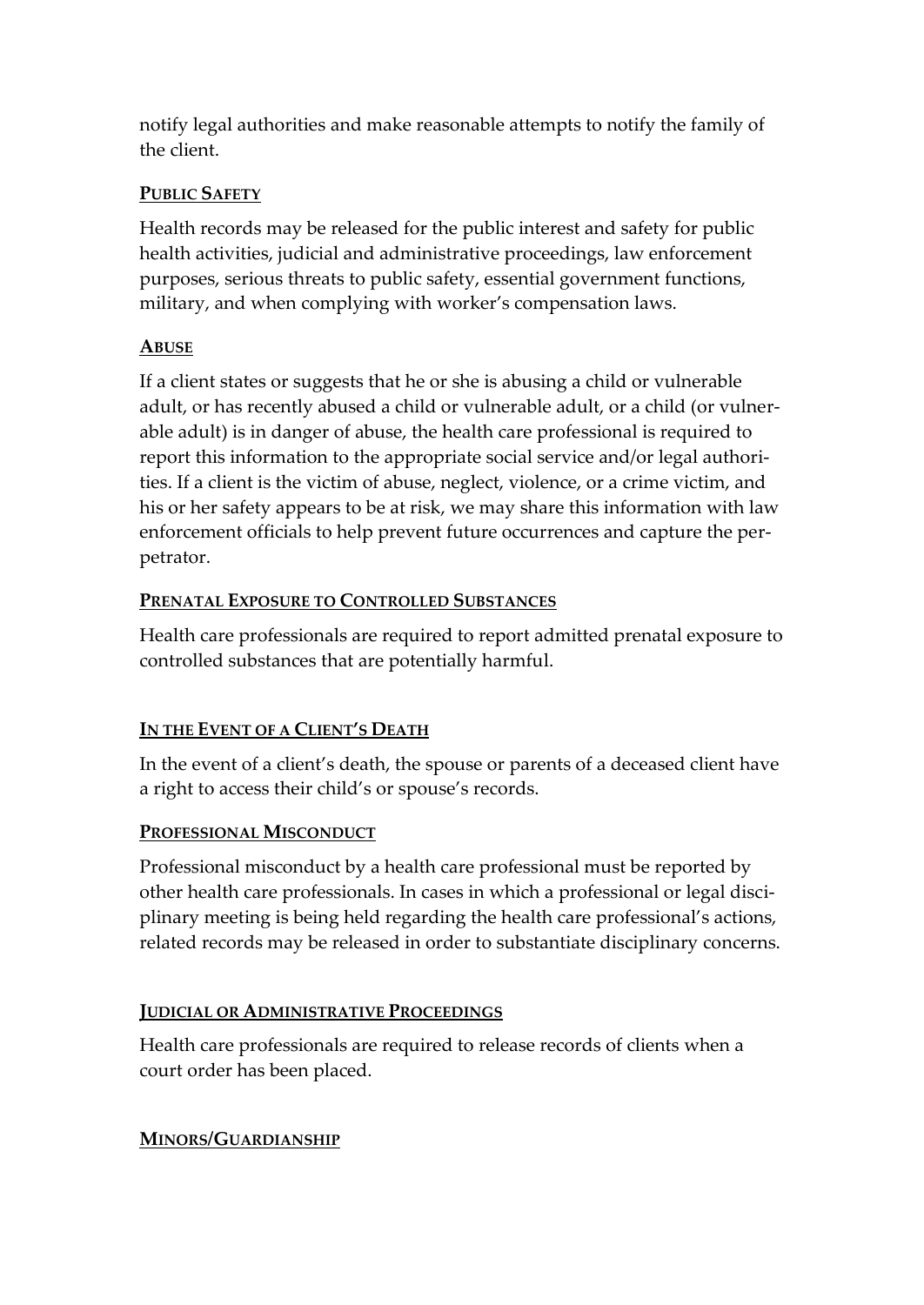notify legal authorities and make reasonable attempts to notify the family of the client.

## PUBLIC SAFETY

Health records may be released for the public interest and safety for public health activities, judicial and administrative proceedings, law enforcement purposes, serious threats to public safety, essential government functions, military, and when complying with worker's compensation laws.

## ABUSE

If a client states or suggests that he or she is abusing a child or vulnerable adult, or has recently abused a child or vulnerable adult, or a child (or vulnerable adult) is in danger of abuse, the health care professional is required to report this information to the appropriate social service and/or legal authorities. If a client is the victim of abuse, neglect, violence, or a crime victim, and his or her safety appears to be at risk, we may share this information with law enforcement officials to help prevent future occurrences and capture the perpetrator.

## PRENATAL EXPOSURE TO CONTROLLED SUBSTANCES

Health care professionals are required to report admitted prenatal exposure to controlled substances that are potentially harmful.

## IN THE EVENT OF A CLIENT'S DEATH

In the event of a client's death, the spouse or parents of a deceased client have a right to access their child's or spouse's records.

## PROFESSIONAL MISCONDUCT

Professional misconduct by a health care professional must be reported by other health care professionals. In cases in which a professional or legal disciplinary meeting is being held regarding the health care professional's actions, related records may be released in order to substantiate disciplinary concerns.

## JUDICIAL OR ADMINISTRATIVE PROCEEDINGS

Health care professionals are required to release records of clients when a court order has been placed.

## MINORS/GUARDIANSHIP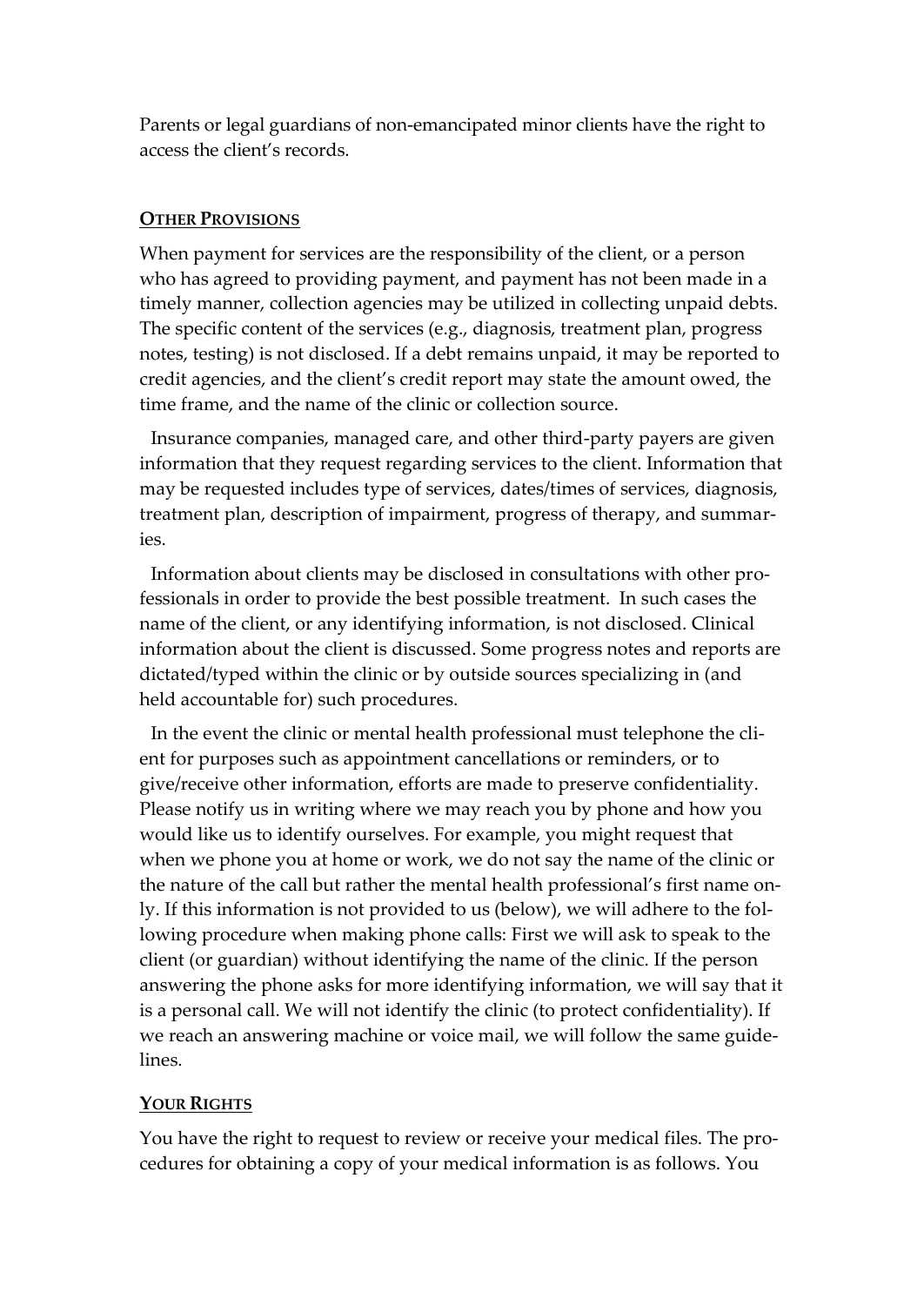Parents or legal guardians of non-emancipated minor clients have the right to access the client's records.

## OTHER PROVISIONS

When payment for services are the responsibility of the client, or a person who has agreed to providing payment, and payment has not been made in a timely manner, collection agencies may be utilized in collecting unpaid debts. The specific content of the services (e.g., diagnosis, treatment plan, progress notes, testing) is not disclosed. If a debt remains unpaid, it may be reported to credit agencies, and the client's credit report may state the amount owed, the time frame, and the name of the clinic or collection source.

Insurance companies, managed care, and other third-party payers are given information that they request regarding services to the client. Information that may be requested includes type of services, dates/times of services, diagnosis, treatment plan, description of impairment, progress of therapy, and summaries.

Information about clients may be disclosed in consultations with other professionals in order to provide the best possible treatment. In such cases the name of the client, or any identifying information, is not disclosed. Clinical information about the client is discussed. Some progress notes and reports are dictated/typed within the clinic or by outside sources specializing in (and held accountable for) such procedures.

In the event the clinic or mental health professional must telephone the client for purposes such as appointment cancellations or reminders, or to give/receive other information, efforts are made to preserve confidentiality. Please notify us in writing where we may reach you by phone and how you would like us to identify ourselves. For example, you might request that when we phone you at home or work, we do not say the name of the clinic or the nature of the call but rather the mental health professional's first name only. If this information is not provided to us (below), we will adhere to the following procedure when making phone calls: First we will ask to speak to the client (or guardian) without identifying the name of the clinic. If the person answering the phone asks for more identifying information, we will say that it is a personal call. We will not identify the clinic (to protect confidentiality). If we reach an answering machine or voice mail, we will follow the same guidelines.

## YOUR RIGHTS

You have the right to request to review or receive your medical files. The procedures for obtaining a copy of your medical information is as follows. You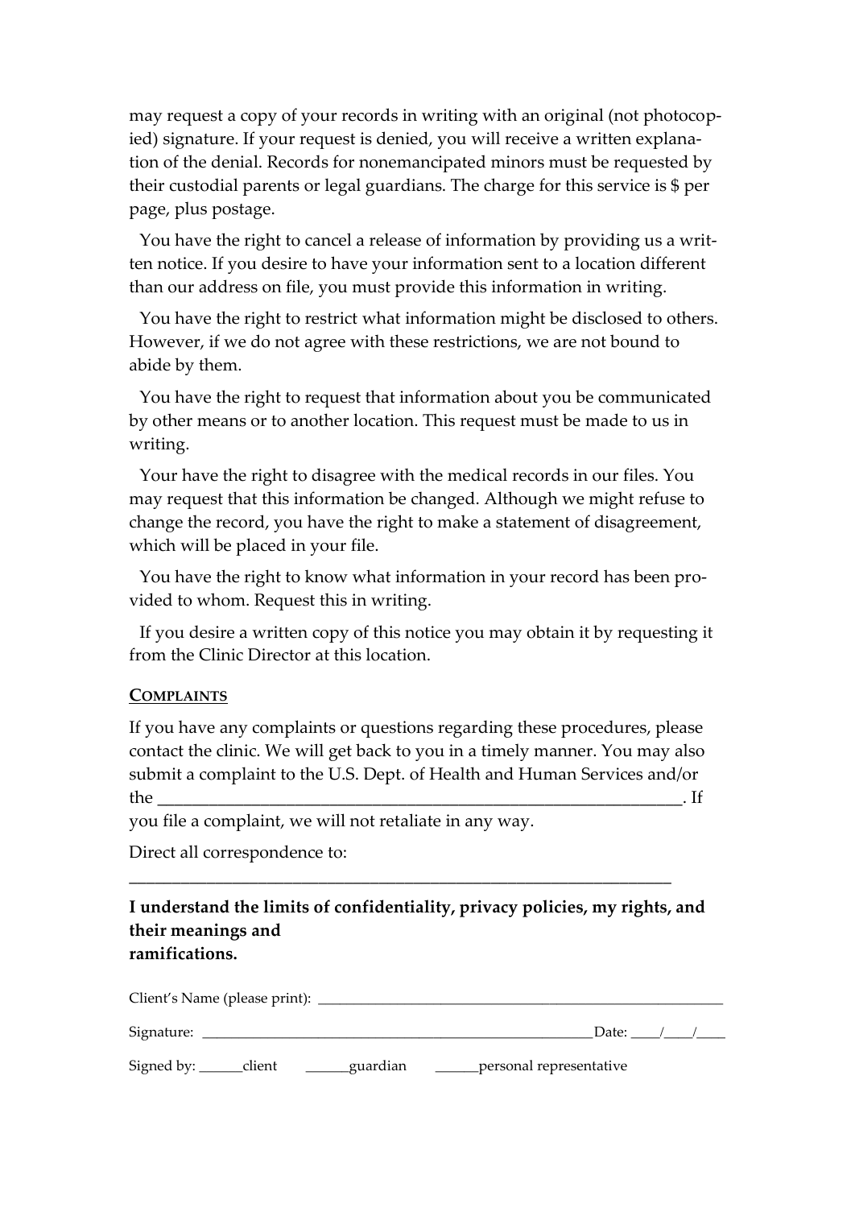may request a copy of your records in writing with an original (not photocopied) signature. If your request is denied, you will receive a written explanation of the denial. Records for nonemancipated minors must be requested by their custodial parents or legal guardians. The charge for this service is $ per page, plus postage.

You have the right to cancel a release of information by providing us a written notice. If you desire to have your information sent to a location different than our address on file, you must provide this information in writing.

You have the right to restrict what information might be disclosed to others. However, if we do not agree with these restrictions, we are not bound to abide by them.

You have the right to request that information about you be communicated by other means or to another location. This request must be made to us in writing.

Your have the right to disagree with the medical records in our files. You may request that this information be changed. Although we might refuse to change the record, you have the right to make a statement of disagreement, which will be placed in your file.

You have the right to know what information in your record has been provided to whom. Request this in writing.

If you desire a written copy of this notice you may obtain it by requesting it from the Clinic Director at this location.

## COMPLAINTS

If you have any complaints or questions regarding these procedures, please contact the clinic. We will get back to you in a timely manner. You may also submit a complaint to the U.S. Dept. of Health and Human Services and/or the _______________________________________________________________. If you file a complaint, we will not retaliate in any way.

Direct all correspondence to:

_________________________________________________________________

**I understand the limits of confidentiality, privacy policies, my rights, and their meanings and ramifications.**

Client's Name (please print): _______________________________________________________

Signature: ______________________________________________________ Date: ____/____/____

Signed by: ______client ______guardian ______personal representative